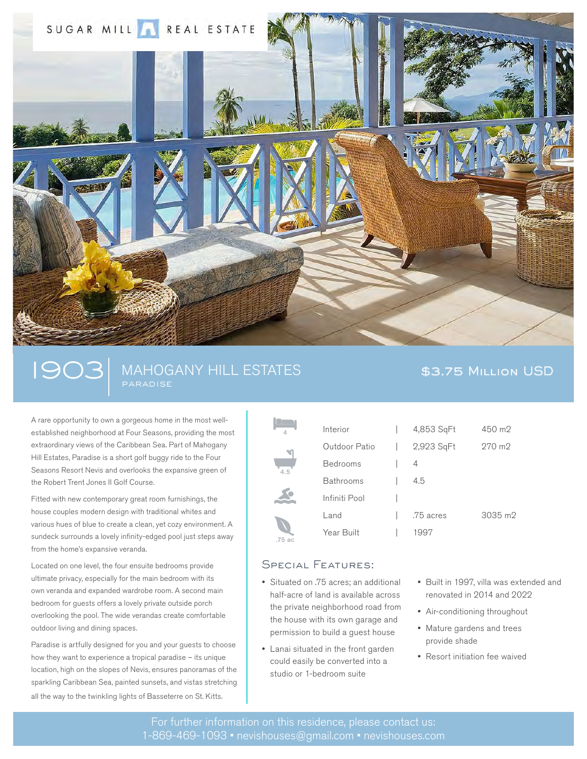SUGAR MILL REAL ESTATE

# 1903 | MAHOGANY HILL ESTATES

PARADISE

**$3.75 Million USD**

A rare opportunity to own a gorgeous home in the most well-established neighborhood at Four Seasons, providing the most extraordinary views of the Caribbean Sea. Part of Mahogany Hill Estates, Paradise is a short golf buggy ride to the Four Seasons Resort Nevis and overlooks the expansive green of the Robert Trent Jones II Golf Course.

Fitted with new contemporary great room furnishings, the house couples modern design with traditional whites and various hues of blue to create a clean, yet cozy environment. A sundeck surrounds a lovely infinity-edged pool just steps away from the home's expansive veranda.

Located on one level, the four ensuite bedrooms provide ultimate privacy, especially for the main bedroom with its own veranda and expanded wardrobe room. A second main bedroom for guests offers a lovely private outside porch overlooking the pool. The wide verandas create comfortable outdoor living and dining spaces.

Paradise is artfully designed for you and your guests to choose how they want to experience a tropical paradise – its unique location, high on the slopes of Nevis, ensures panoramas of the sparkling Caribbean Sea, painted sunsets, and vistas stretching all the way to the twinkling lights of Basseterre on St. Kitts.

| | | |
|---|---|---|
| Interior | 4,853 SqFt | 450 m2 |
| Outdoor Patio | 2,923 SqFt | 270 m2 |
| Bedrooms | 4 | |
| Bathrooms | 4.5 | |
| Infiniti Pool | | |
| Land | .75 acres | 3035 m2 |
| Year Built | 1997 | |

## Special Features:

- Situated on .75 acres; an additional half-acre of land is available across the private neighborhood road from the house with its own garage and permission to build a guest house
- Lanai situated in the front garden could easily be converted into a studio or 1-bedroom suite
- Built in 1997, villa was extended and renovated in 2014 and 2022
- Air-conditioning throughout
- Mature gardens and trees provide shade
- Resort initiation fee waived

For further information on this residence, please contact us:
1-869-469-1093 • nevishouses@gmail.com • nevishouses.com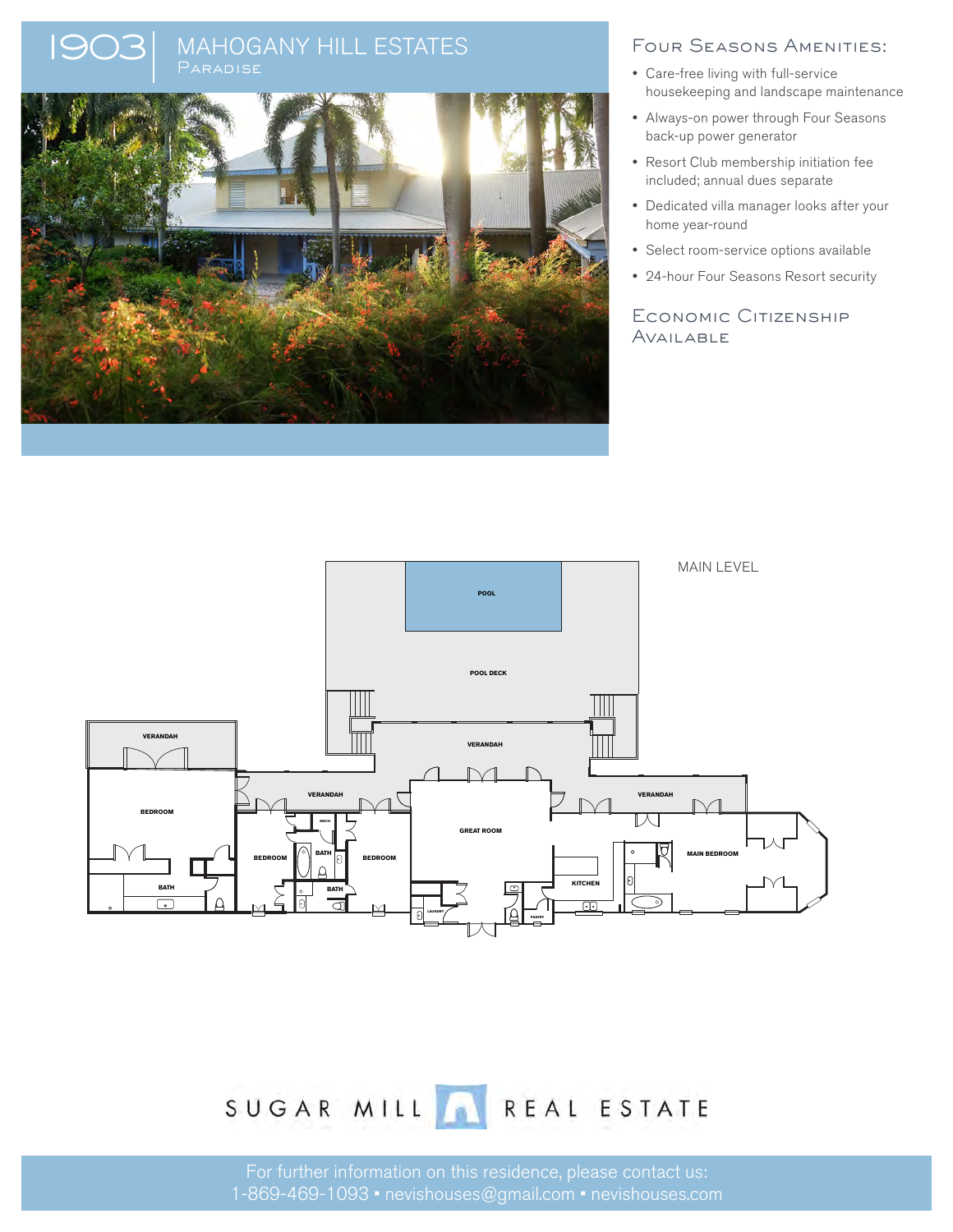# 1903 | MAHOGANY HILL ESTATES

Paradise

## Four Seasons Amenities:

- Care-free living with full-service housekeeping and landscape maintenance
- Always-on power through Four Seasons back-up power generator
- Resort Club membership initiation fee included; annual dues separate
- Dedicated villa manager looks after your home year-round
- Select room-service options available
- 24-hour Four Seasons Resort security

## Economic Citizenship Available

MAIN LEVEL

POOL
POOL DECK
VERANDAH
VERANDAH
VERANDAH
VERANDAH
BEDROOM
BEDROOM
BEDROOM
BATH
BATH
BATH
MECH
GREAT ROOM
KITCHEN
LAUNDRY
PANTRY
MAIN BEDROOM

SUGAR MILL REAL ESTATE

For further information on this residence, please contact us:
1-869-469-1093 • nevishouses@gmail.com • nevishouses.com